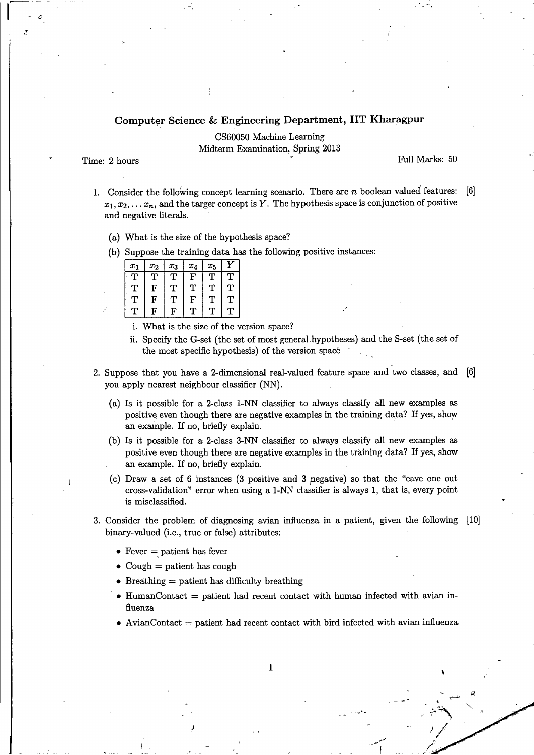## Computer Science & Engineering Department, IIT Kharagpur

CS60050 Machine Learning
Midterm Examination, Spring 2013

Time: 2 hours — Full Marks: 50

1. Consider the following concept learning scenario. There are $n$ boolean valued features: $x_1, x_2, \ldots x_n$, and the targer concept is $Y$. The hypothesis space is conjunction of positive and negative literals. [6]

   (a) What is the size of the hypothesis space?

   (b) Suppose the training data has the following positive instances:

   | $x_1$ | $x_2$ | $x_3$ | $x_4$ | $x_5$ | $Y$ |
   |---|---|---|---|---|---|
   | T | T | T | F | T | T |
   | T | F | T | T | T | T |
   | T | F | T | F | T | T |
   | T | F | F | T | T | T |

   i. What is the size of the version space?

   ii. Specify the G-set (the set of most general hypotheses) and the S-set (the set of the most specific hypothesis) of the version space

2. Suppose that you have a 2-dimensional real-valued feature space and two classes, and you apply nearest neighbour classifier (NN). [6]

   (a) Is it possible for a 2-class 1-NN classifier to always classify all new examples as positive even though there are negative examples in the training data? If yes, show an example. If no, briefly explain.

   (b) Is it possible for a 2-class 3-NN classifier to always classify all new examples as positive even though there are negative examples in the training data? If yes, show an example. If no, briefly explain.

   (c) Draw a set of 6 instances (3 positive and 3 negative) so that the "eave one out cross-validation" error when using a 1-NN classifier is always 1, that is, every point is misclassified.

3. Consider the problem of diagnosing avian influenza in a patient, given the following binary-valued (i.e., true or false) attributes: [10]

   - Fever = patient has fever
   - Cough = patient has cough
   - Breathing = patient has difficulty breathing
   - HumanContact = patient had recent contact with human infected with avian influenza
   - AvianContact = patient had recent contact with bird infected with avian influenza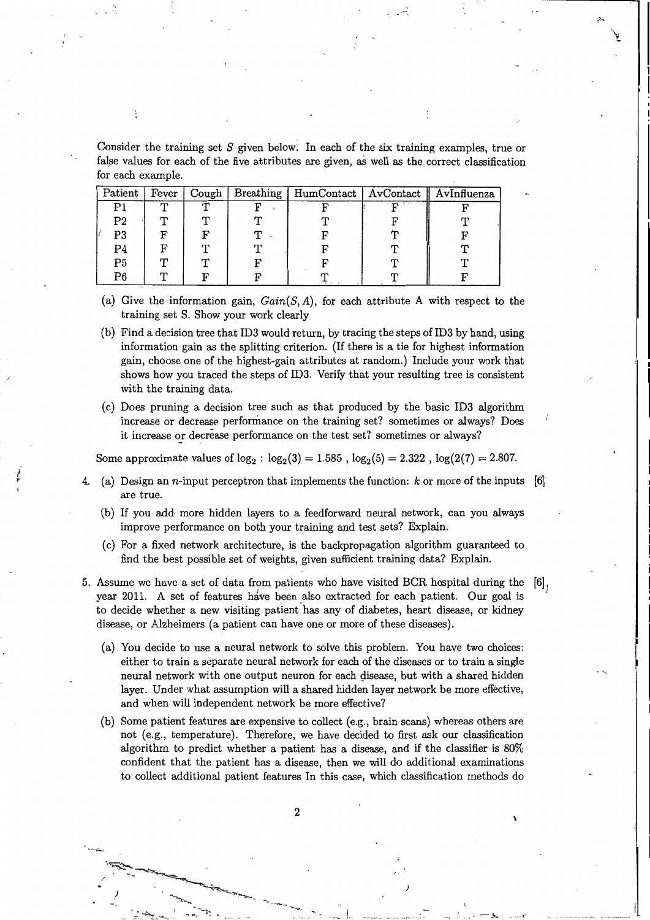Consider the training set $S$ given below. In each of the six training examples, true or false values for each of the five attributes are given, as well as the correct classification for each example.

| Patient | Fever | Cough | Breathing | HumContact | AvContact | AvInfluenza |
|---|---|---|---|---|---|---|
| P1 | T | T | F | F | F | F |
| P2 | T | T | T | T | F | T |
| P3 | F | F | T | F | T | F |
| P4 | F | T | T | F | T | T |
| P5 | T | T | F | F | T | T |
| P6 | T | F | F | T | T | F |

(a) Give the information gain, $Gain(S, A)$, for each attribute A with respect to the training set S. Show your work clearly

(b) Find a decision tree that ID3 would return, by tracing the steps of ID3 by hand, using information gain as the splitting criterion. (If there is a tie for highest information gain, choose one of the highest-gain attributes at random.) Include your work that shows how you traced the steps of ID3. Verify that your resulting tree is consistent with the training data.

(c) Does pruning a decision tree such as that produced by the basic ID3 algorithm increase or decrease performance on the training set? sometimes or always? Does it increase or decrease performance on the test set? sometimes or always?

Some approximate values of $\log_2$ : $\log_2(3) = 1.585$ , $\log_2(5) = 2.322$ , $\log(2(7) = 2.807$.

4. (a) Design an $n$-input perceptron that implements the function: $k$ or more of the inputs are true. [6]

   (b) If you add more hidden layers to a feedforward neural network, can you always improve performance on both your training and test sets? Explain.

   (c) For a fixed network architecture, is the backpropagation algorithm guaranteed to find the best possible set of weights, given sufficient training data? Explain.

5. Assume we have a set of data from patients who have visited BCR hospital during the year 2011. A set of features have been also extracted for each patient. Our goal is to decide whether a new visiting patient has any of diabetes, heart disease, or kidney disease, or Alzheimers (a patient can have one or more of these diseases). [6]

   (a) You decide to use a neural network to solve this problem. You have two choices: either to train a separate neural network for each of the diseases or to train a single neural network with one output neuron for each disease, but with a shared hidden layer. Under what assumption will a shared hidden layer network be more effective, and when will independent network be more effective?

   (b) Some patient features are expensive to collect (e.g., brain scans) whereas others are not (e.g., temperature). Therefore, we have decided to first ask our classification algorithm to predict whether a patient has a disease, and if the classifier is 80% confident that the patient has a disease, then we will do additional examinations to collect additional patient features In this case, which classification methods do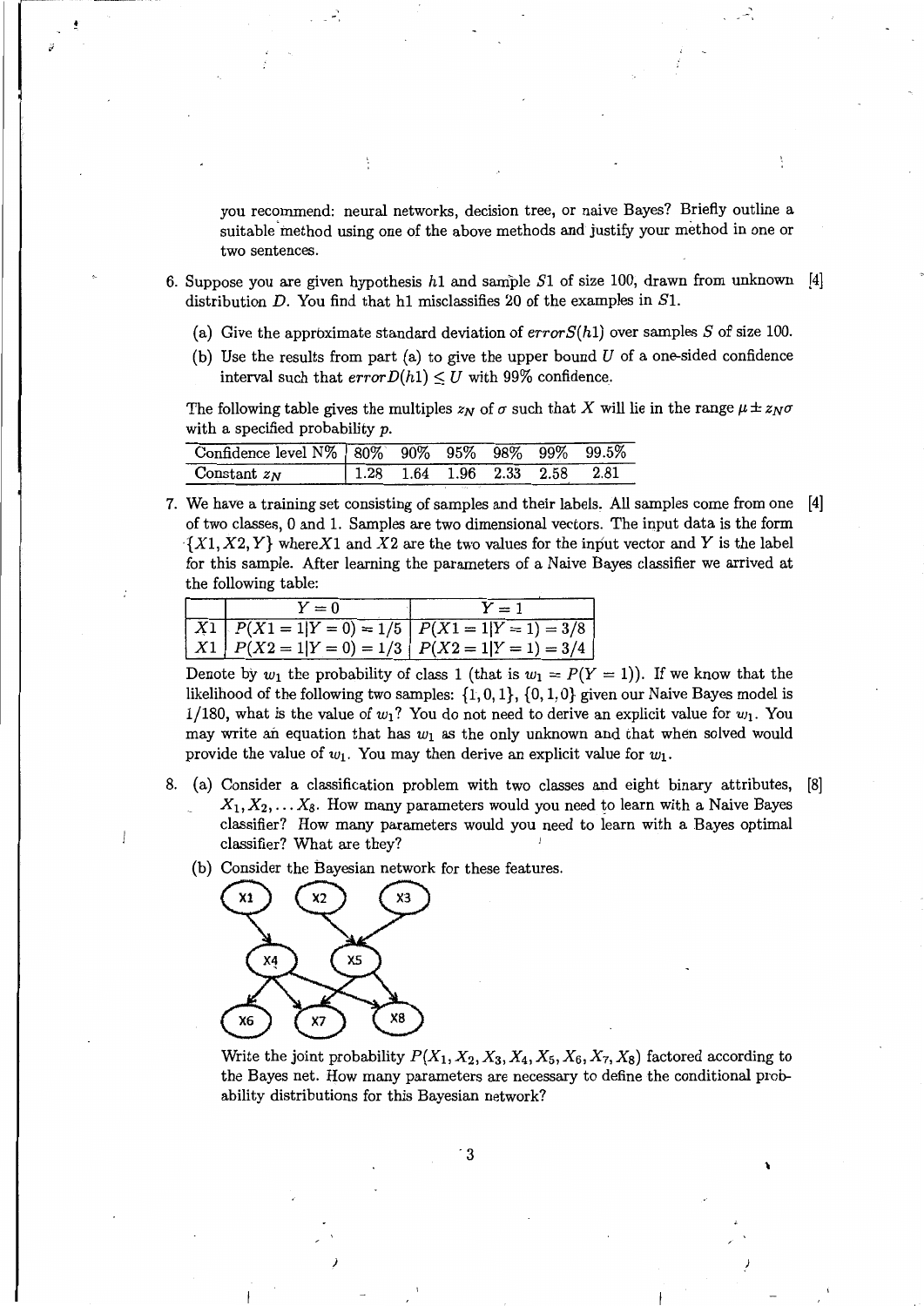you recommend: neural networks, decision tree, or naive Bayes? Briefly outline a suitable method using one of the above methods and justify your method in one or two sentences.

6. Suppose you are given hypothesis $h1$ and sample $S1$ of size 100, drawn from unknown distribution $D$. You find that h1 misclassifies 20 of the examples in $S1$. [4]

   (a) Give the approximate standard deviation of $errorS(h1)$ over samples $S$ of size 100.

   (b) Use the results from part (a) to give the upper bound $U$ of a one-sided confidence interval such that $errorD(h1) \leq U$ with 99% confidence.

   The following table gives the multiples $z_N$ of $\sigma$ such that $X$ will lie in the range $\mu \pm z_N \sigma$ with a specified probability $p$.

| Confidence level N% | 80% | 90% | 95% | 98% | 99% | 99.5% |
|---|---|---|---|---|---|---|
| Constant $z_N$ | 1.28 | 1.64 | 1.96 | 2.33 | 2.58 | 2.81 |

7. We have a training set consisting of samples and their labels. All samples come from one of two classes, 0 and 1. Samples are two dimensional vectors. The input data is the form $\{X1, X2, Y\}$ where$X1$ and $X2$ are the two values for the input vector and $Y$ is the label for this sample. After learning the parameters of a Naive Bayes classifier we arrived at the following table: [4]

| | $Y = 0$ | $Y = 1$ |
|---|---|---|
| $X1$ | $P(X1 = 1 \vert Y = 0) = 1/5$ | $P(X1 = 1 \vert Y = 1) = 3/8$ |
| $X1$ | $P(X2 = 1 \vert Y = 0) = 1/3$ | $P(X2 = 1 \vert Y = 1) = 3/4$ |

   Denote by $w_1$ the probability of class 1 (that is $w_1 = P(Y = 1)$). If we know that the likelihood of the following two samples: $\{1, 0, 1\}$, $\{0, 1, 0\}$ given our Naive Bayes model is $1/180$, what is the value of $w_1$? You do not need to derive an explicit value for $w_1$. You may write an equation that has $w_1$ as the only unknown and that when solved would provide the value of $w_1$. You may then derive an explicit value for $w_1$.

8. (a) Consider a classification problem with two classes and eight binary attributes, $X_1, X_2, \ldots X_8$. How many parameters would you need to learn with a Naive Bayes classifier? How many parameters would you need to learn with a Bayes optimal classifier? What are they? [8]

   (b) Consider the Bayesian network for these features.

   X1 X2 X3
   X4 X5
   X6 X7 X8

   Write the joint probability $P(X_1, X_2, X_3, X_4, X_5, X_6, X_7, X_8)$ factored according to the Bayes net. How many parameters are necessary to define the conditional probability distributions for this Bayesian network?